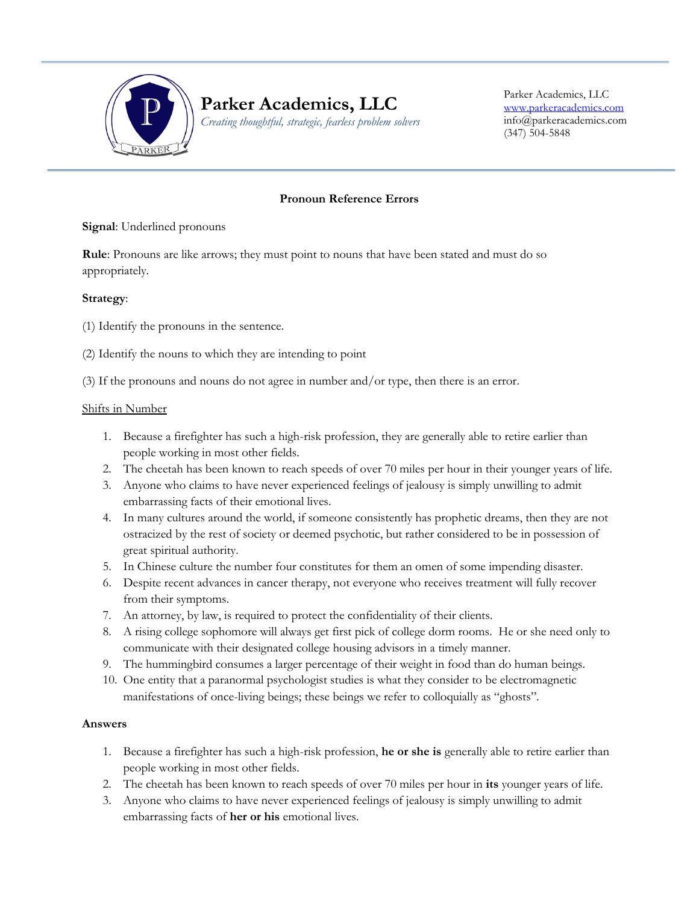Parker Academics, LLC

*Creating thoughtful, strategic, fearless problem solvers*

Parker Academics, LLC
www.parkeracademics.com
info@parkeracademics.com
(347) 504-5848

## Pronoun Reference Errors

**Signal**: Underlined pronouns

**Rule**: Pronouns are like arrows; they must point to nouns that have been stated and must do so appropriately.

**Strategy**:

(1) Identify the pronouns in the sentence.

(2) Identify the nouns to which they are intending to point

(3) If the pronouns and nouns do not agree in number and/or type, then there is an error.

<u>Shifts in Number</u>

1. Because a firefighter has such a high-risk profession, they are generally able to retire earlier than people working in most other fields.
2. The cheetah has been known to reach speeds of over 70 miles per hour in their younger years of life.
3. Anyone who claims to have never experienced feelings of jealousy is simply unwilling to admit embarrassing facts of their emotional lives.
4. In many cultures around the world, if someone consistently has prophetic dreams, then they are not ostracized by the rest of society or deemed psychotic, but rather considered to be in possession of great spiritual authority.
5. In Chinese culture the number four constitutes for them an omen of some impending disaster.
6. Despite recent advances in cancer therapy, not everyone who receives treatment will fully recover from their symptoms.
7. An attorney, by law, is required to protect the confidentiality of their clients.
8. A rising college sophomore will always get first pick of college dorm rooms. He or she need only to communicate with their designated college housing advisors in a timely manner.
9. The hummingbird consumes a larger percentage of their weight in food than do human beings.
10. One entity that a paranormal psychologist studies is what they consider to be electromagnetic manifestations of once-living beings; these beings we refer to colloquially as "ghosts".

**Answers**

1. Because a firefighter has such a high-risk profession, **he or she is** generally able to retire earlier than people working in most other fields.
2. The cheetah has been known to reach speeds of over 70 miles per hour in **its** younger years of life.
3. Anyone who claims to have never experienced feelings of jealousy is simply unwilling to admit embarrassing facts of **her or his** emotional lives.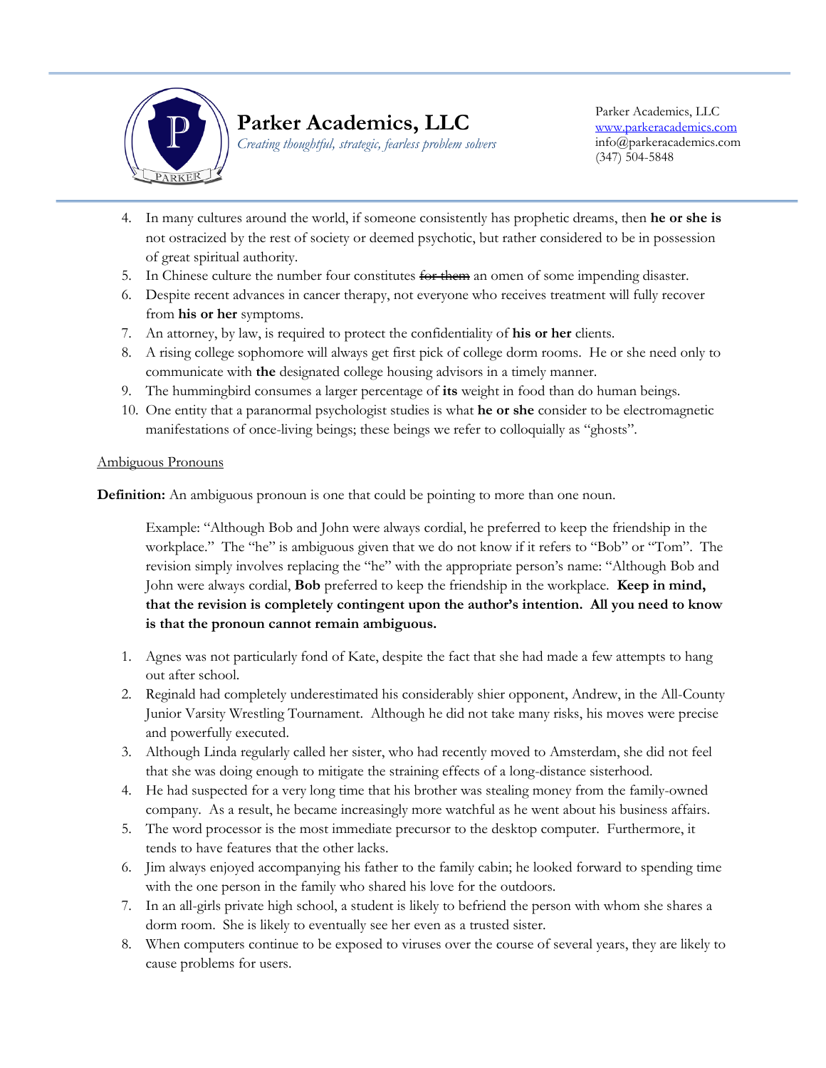4. In many cultures around the world, if someone consistently has prophetic dreams, then **he or she is** not ostracized by the rest of society or deemed psychotic, but rather considered to be in possession of great spiritual authority.
5. In Chinese culture the number four constitutes ~~for them~~ an omen of some impending disaster.
6. Despite recent advances in cancer therapy, not everyone who receives treatment will fully recover from **his or her** symptoms.
7. An attorney, by law, is required to protect the confidentiality of **his or her** clients.
8. A rising college sophomore will always get first pick of college dorm rooms. He or she need only to communicate with **the** designated college housing advisors in a timely manner.
9. The hummingbird consumes a larger percentage of **its** weight in food than do human beings.
10. One entity that a paranormal psychologist studies is what **he or she** consider to be electromagnetic manifestations of once-living beings; these beings we refer to colloquially as "ghosts".

<u>Ambiguous Pronouns</u>

**Definition:** An ambiguous pronoun is one that could be pointing to more than one noun.

> Example: "Although Bob and John were always cordial, he preferred to keep the friendship in the workplace." The "he" is ambiguous given that we do not know if it refers to "Bob" or "Tom". The revision simply involves replacing the "he" with the appropriate person's name: "Although Bob and John were always cordial, **Bob** preferred to keep the friendship in the workplace. **Keep in mind, that the revision is completely contingent upon the author's intention. All you need to know is that the pronoun cannot remain ambiguous.**

1. Agnes was not particularly fond of Kate, despite the fact that she had made a few attempts to hang out after school.
2. Reginald had completely underestimated his considerably shier opponent, Andrew, in the All-County Junior Varsity Wrestling Tournament. Although he did not take many risks, his moves were precise and powerfully executed.
3. Although Linda regularly called her sister, who had recently moved to Amsterdam, she did not feel that she was doing enough to mitigate the straining effects of a long-distance sisterhood.
4. He had suspected for a very long time that his brother was stealing money from the family-owned company. As a result, he became increasingly more watchful as he went about his business affairs.
5. The word processor is the most immediate precursor to the desktop computer. Furthermore, it tends to have features that the other lacks.
6. Jim always enjoyed accompanying his father to the family cabin; he looked forward to spending time with the one person in the family who shared his love for the outdoors.
7. In an all-girls private high school, a student is likely to befriend the person with whom she shares a dorm room. She is likely to eventually see her even as a trusted sister.
8. When computers continue to be exposed to viruses over the course of several years, they are likely to cause problems for users.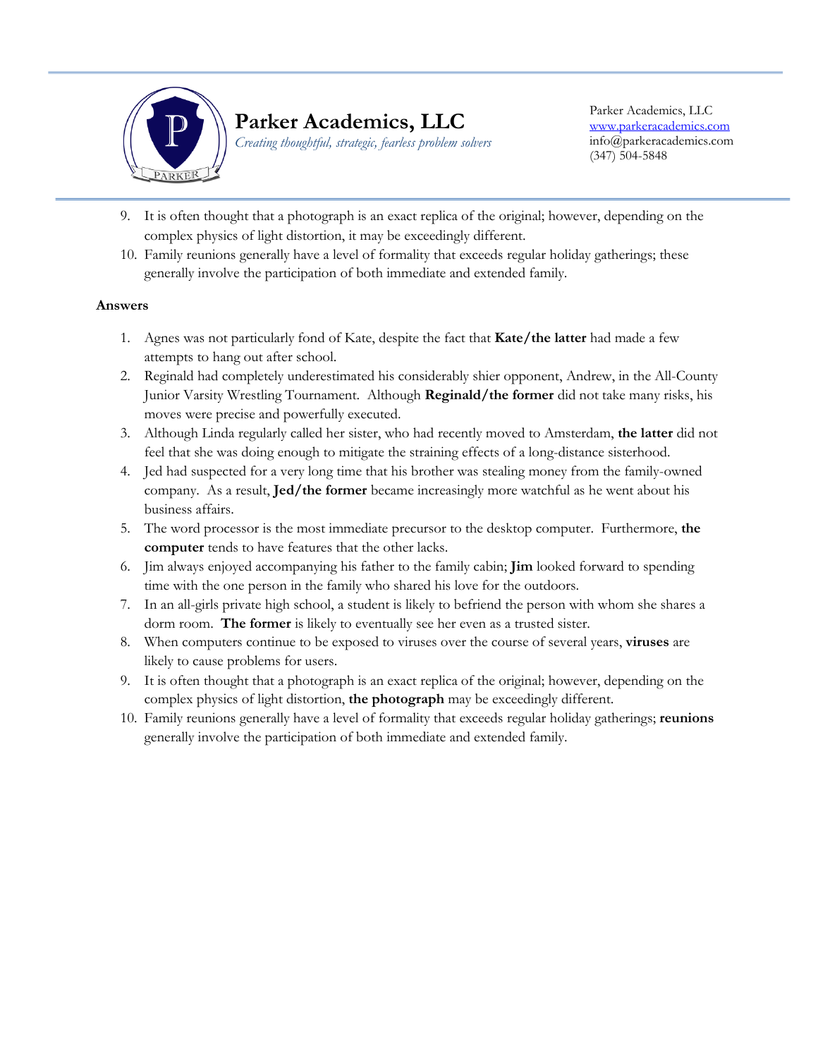9. It is often thought that a photograph is an exact replica of the original; however, depending on the complex physics of light distortion, it may be exceedingly different.
10. Family reunions generally have a level of formality that exceeds regular holiday gatherings; these generally involve the participation of both immediate and extended family.

**Answers**

1. Agnes was not particularly fond of Kate, despite the fact that **Kate/the latter** had made a few attempts to hang out after school.
2. Reginald had completely underestimated his considerably shier opponent, Andrew, in the All-County Junior Varsity Wrestling Tournament. Although **Reginald/the former** did not take many risks, his moves were precise and powerfully executed.
3. Although Linda regularly called her sister, who had recently moved to Amsterdam, **the latter** did not feel that she was doing enough to mitigate the straining effects of a long-distance sisterhood.
4. Jed had suspected for a very long time that his brother was stealing money from the family-owned company. As a result, **Jed/the former** became increasingly more watchful as he went about his business affairs.
5. The word processor is the most immediate precursor to the desktop computer. Furthermore, **the computer** tends to have features that the other lacks.
6. Jim always enjoyed accompanying his father to the family cabin; **Jim** looked forward to spending time with the one person in the family who shared his love for the outdoors.
7. In an all-girls private high school, a student is likely to befriend the person with whom she shares a dorm room. **The former** is likely to eventually see her even as a trusted sister.
8. When computers continue to be exposed to viruses over the course of several years, **viruses** are likely to cause problems for users.
9. It is often thought that a photograph is an exact replica of the original; however, depending on the complex physics of light distortion, **the photograph** may be exceedingly different.
10. Family reunions generally have a level of formality that exceeds regular holiday gatherings; **reunions** generally involve the participation of both immediate and extended family.